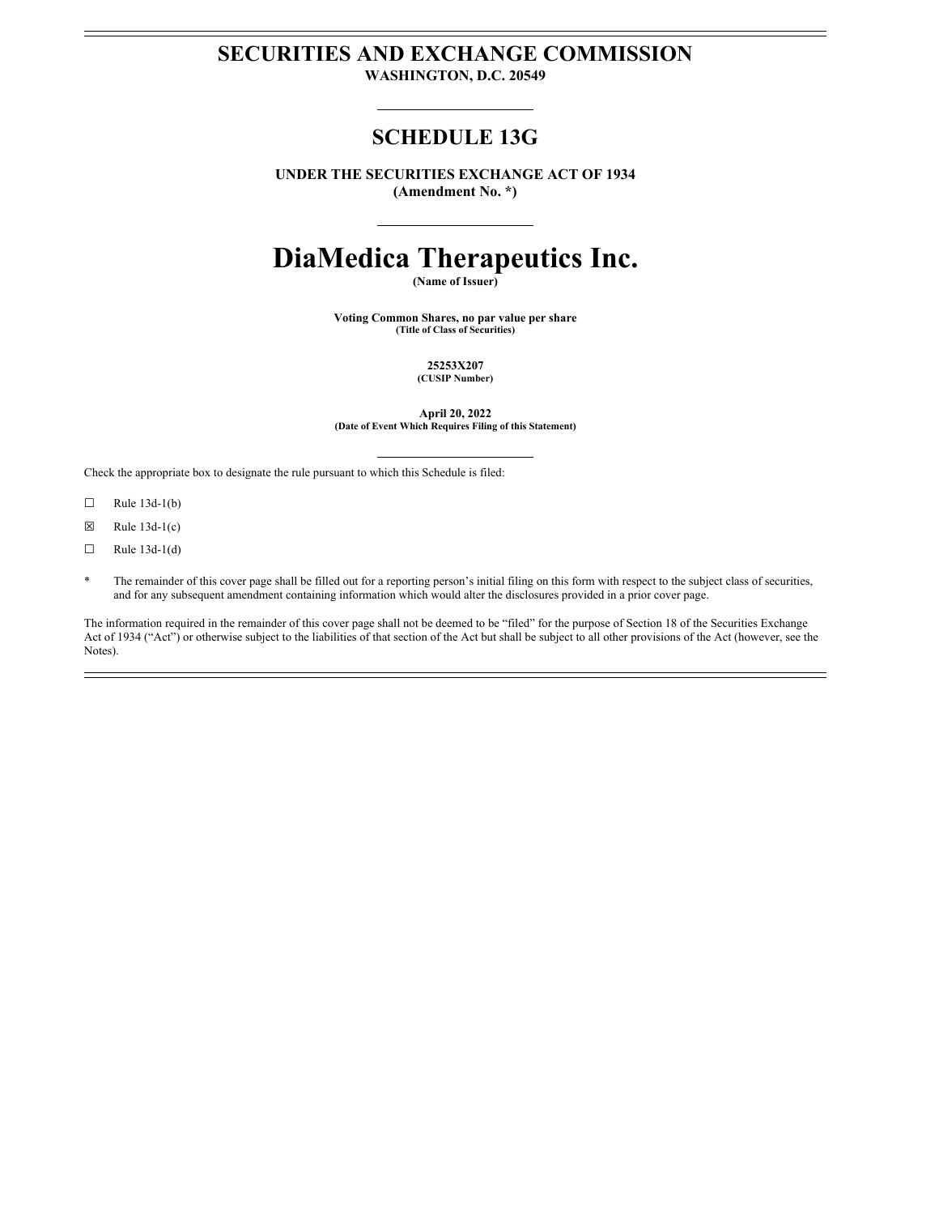# SECURITIES AND EXCHANGE COMMISSION

**WASHINGTON, D.C. 20549**

## SCHEDULE 13G

**UNDER THE SECURITIES EXCHANGE ACT OF 1934**
**(Amendment No. *)**

# DiaMedica Therapeutics Inc.

**(Name of Issuer)**

**Voting Common Shares, no par value per share**
**(Title of Class of Securities)**

**25253X207**
**(CUSIP Number)**

**April 20, 2022**
**(Date of Event Which Requires Filing of this Statement)**

Check the appropriate box to designate the rule pursuant to which this Schedule is filed:

☐ Rule 13d-1(b)

☒ Rule 13d-1(c)

☐ Rule 13d-1(d)

* The remainder of this cover page shall be filled out for a reporting person's initial filing on this form with respect to the subject class of securities, and for any subsequent amendment containing information which would alter the disclosures provided in a prior cover page.

The information required in the remainder of this cover page shall not be deemed to be "filed" for the purpose of Section 18 of the Securities Exchange Act of 1934 ("Act") or otherwise subject to the liabilities of that section of the Act but shall be subject to all other provisions of the Act (however, see the Notes).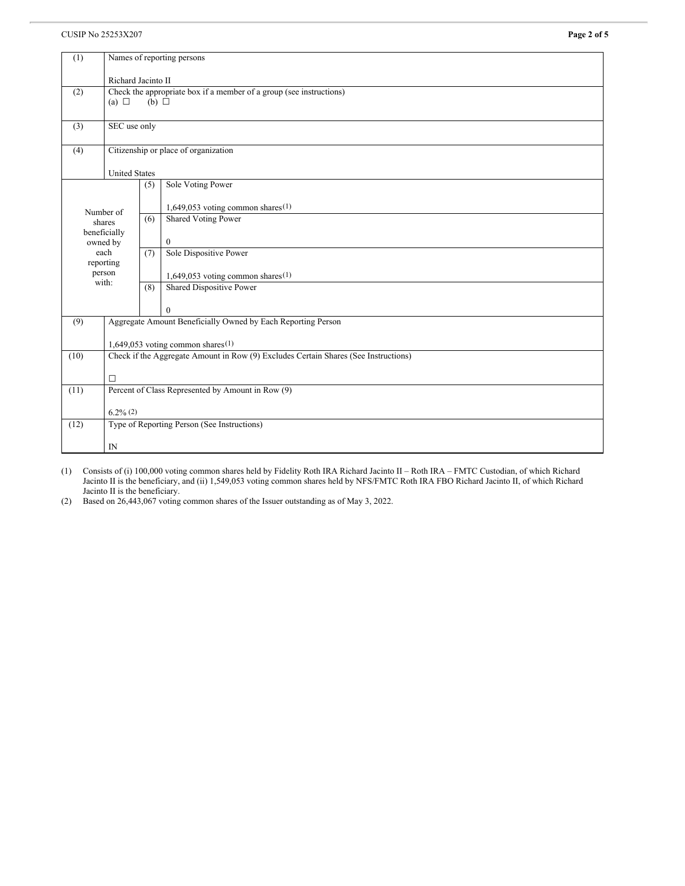CUSIP No 25253X207

| (1) | Names of reporting persons<br><br>Richard Jacinto II | | |
|---|---|---|---|
| (2) | Check the appropriate box if a member of a group (see instructions)<br>(a) ☐ (b) ☐ | | |
| (3) | SEC use only | | |
| (4) | Citizenship or place of organization<br><br>United States | | |
| Number of shares beneficially owned by each reporting person with: | (5) | Sole Voting Power<br><br>1,649,053 voting common shares[(1)] | |
| | (6) | Shared Voting Power<br><br>0 | |
| | (7) | Sole Dispositive Power<br><br>1,649,053 voting common shares[(1)] | |
| | (8) | Shared Dispositive Power<br><br>0 | |
| (9) | Aggregate Amount Beneficially Owned by Each Reporting Person<br><br>1,649,053 voting common shares[(1)] | | |
| (10) | Check if the Aggregate Amount in Row (9) Excludes Certain Shares (See Instructions)<br><br>☐ | | |
| (11) | Percent of Class Represented by Amount in Row (9)<br><br>6.2% [(2)] | | |
| (12) | Type of Reporting Person (See Instructions)<br><br>IN | | |

(1) Consists of (i) 100,000 voting common shares held by Fidelity Roth IRA Richard Jacinto II – Roth IRA – FMTC Custodian, of which Richard Jacinto II is the beneficiary, and (ii) 1,549,053 voting common shares held by NFS/FMTC Roth IRA FBO Richard Jacinto II, of which Richard Jacinto II is the beneficiary.

(2) Based on 26,443,067 voting common shares of the Issuer outstanding as of May 3, 2022.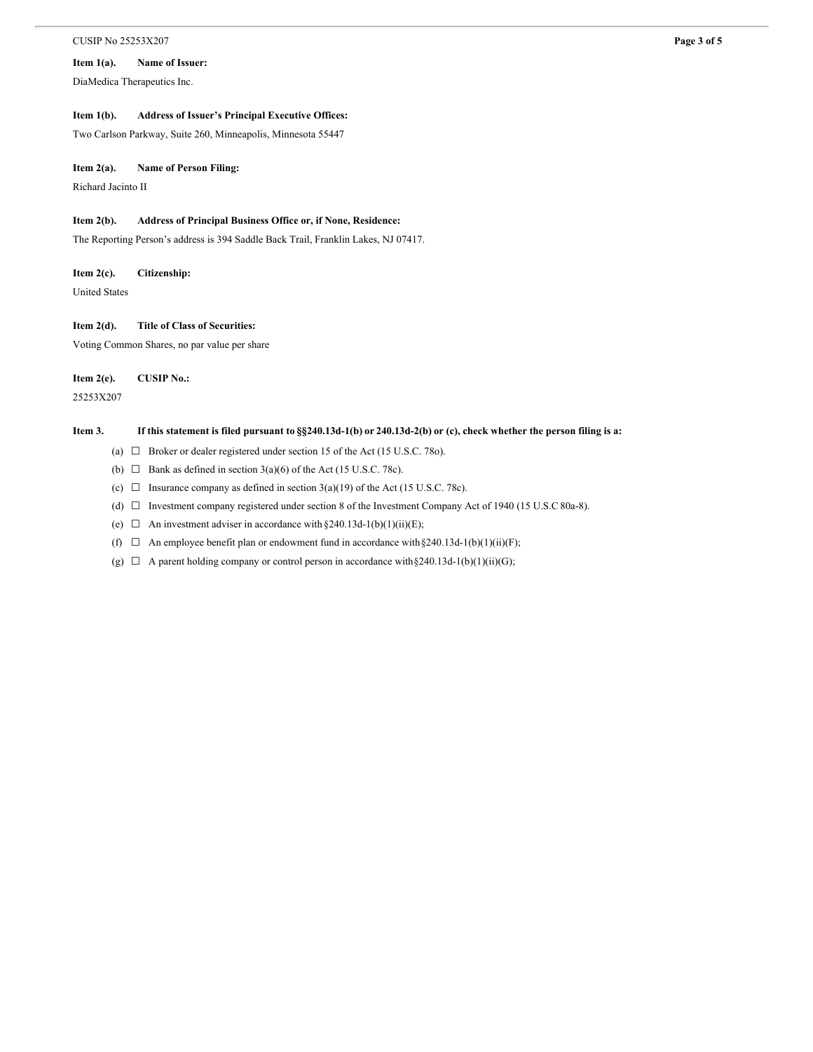**Item 1(a). Name of Issuer:**

DiaMedica Therapeutics Inc.

**Item 1(b). Address of Issuer's Principal Executive Offices:**

Two Carlson Parkway, Suite 260, Minneapolis, Minnesota 55447

**Item 2(a). Name of Person Filing:**

Richard Jacinto II

**Item 2(b). Address of Principal Business Office or, if None, Residence:**

The Reporting Person's address is 394 Saddle Back Trail, Franklin Lakes, NJ 07417.

**Item 2(c). Citizenship:**

United States

**Item 2(d). Title of Class of Securities:**

Voting Common Shares, no par value per share

**Item 2(e). CUSIP No.:**

25253X207

**Item 3. If this statement is filed pursuant to §§240.13d-1(b) or 240.13d-2(b) or (c), check whether the person filing is a:**

(a) ☐ Broker or dealer registered under section 15 of the Act (15 U.S.C. 78o).

(b) ☐ Bank as defined in section 3(a)(6) of the Act (15 U.S.C. 78c).

(c) ☐ Insurance company as defined in section 3(a)(19) of the Act (15 U.S.C. 78c).

(d) ☐ Investment company registered under section 8 of the Investment Company Act of 1940 (15 U.S.C 80a-8).

(e) ☐ An investment adviser in accordance with §240.13d-1(b)(1)(ii)(E);

(f) ☐ An employee benefit plan or endowment fund in accordance with §240.13d-1(b)(1)(ii)(F);

(g) ☐ A parent holding company or control person in accordance with §240.13d-1(b)(1)(ii)(G);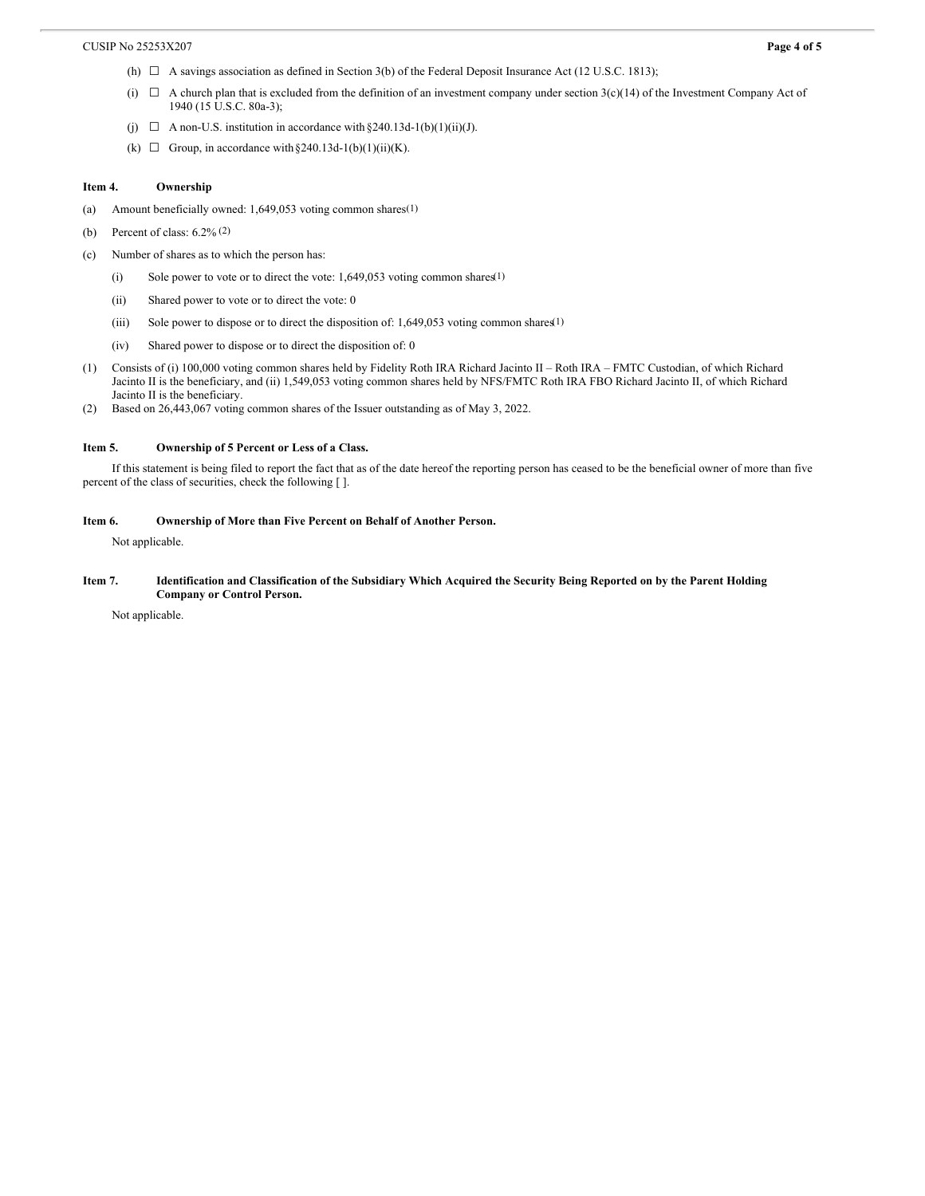(h) ☐ A savings association as defined in Section 3(b) of the Federal Deposit Insurance Act (12 U.S.C. 1813);

(i) ☐ A church plan that is excluded from the definition of an investment company under section 3(c)(14) of the Investment Company Act of 1940 (15 U.S.C. 80a-3);

(j) ☐ A non-U.S. institution in accordance with §240.13d-1(b)(1)(ii)(J).

(k) ☐ Group, in accordance with §240.13d-1(b)(1)(ii)(K).

**Item 4. Ownership**

(a) Amount beneficially owned: 1,649,053 voting common shares[1]

(b) Percent of class: 6.2% [2]

(c) Number of shares as to which the person has:

(i) Sole power to vote or to direct the vote: 1,649,053 voting common shares[1]

(ii) Shared power to vote or to direct the vote: 0

(iii) Sole power to dispose or to direct the disposition of: 1,649,053 voting common shares[1]

(iv) Shared power to dispose or to direct the disposition of: 0

(1) Consists of (i) 100,000 voting common shares held by Fidelity Roth IRA Richard Jacinto II – Roth IRA – FMTC Custodian, of which Richard Jacinto II is the beneficiary, and (ii) 1,549,053 voting common shares held by NFS/FMTC Roth IRA FBO Richard Jacinto II, of which Richard Jacinto II is the beneficiary.

(2) Based on 26,443,067 voting common shares of the Issuer outstanding as of May 3, 2022.

**Item 5. Ownership of 5 Percent or Less of a Class.**

If this statement is being filed to report the fact that as of the date hereof the reporting person has ceased to be the beneficial owner of more than five percent of the class of securities, check the following [ ].

**Item 6. Ownership of More than Five Percent on Behalf of Another Person.**

Not applicable.

**Item 7. Identification and Classification of the Subsidiary Which Acquired the Security Being Reported on by the Parent Holding Company or Control Person.**

Not applicable.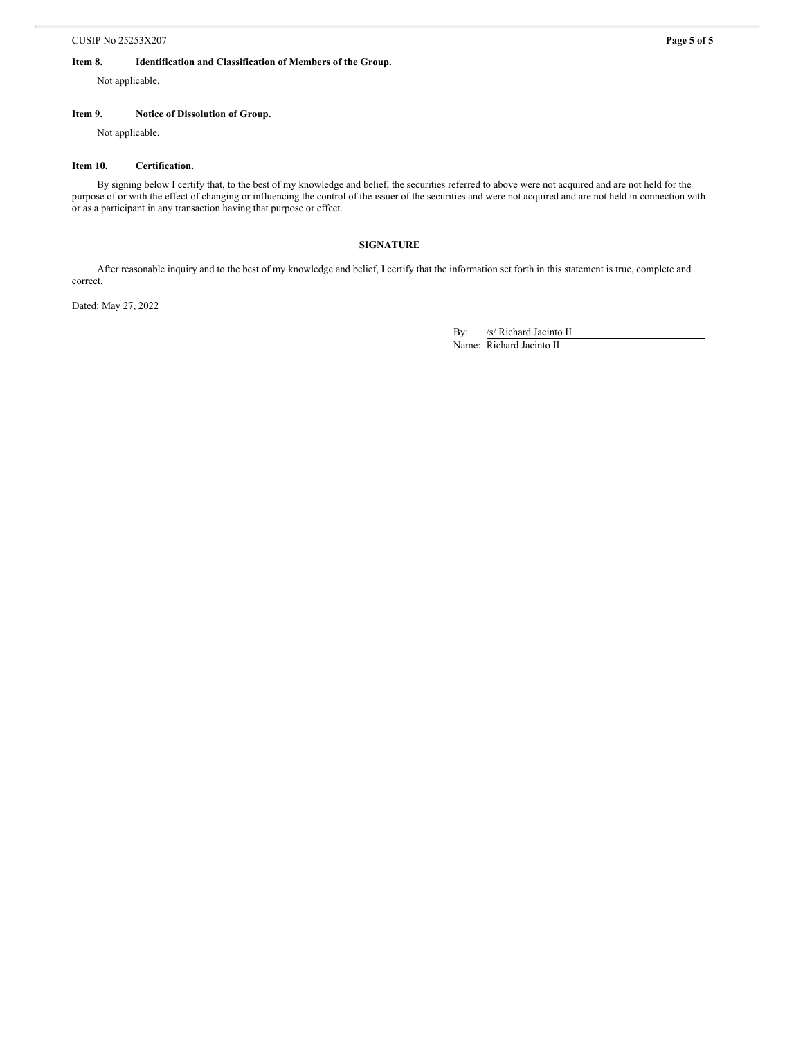**Item 8. Identification and Classification of Members of the Group.**

Not applicable.

**Item 9. Notice of Dissolution of Group.**

Not applicable.

**Item 10. Certification.**

By signing below I certify that, to the best of my knowledge and belief, the securities referred to above were not acquired and are not held for the purpose of or with the effect of changing or influencing the control of the issuer of the securities and were not acquired and are not held in connection with or as a participant in any transaction having that purpose or effect.

**SIGNATURE**

After reasonable inquiry and to the best of my knowledge and belief, I certify that the information set forth in this statement is true, complete and correct.

Dated: May 27, 2022

By: /s/ Richard Jacinto II
Name: Richard Jacinto II